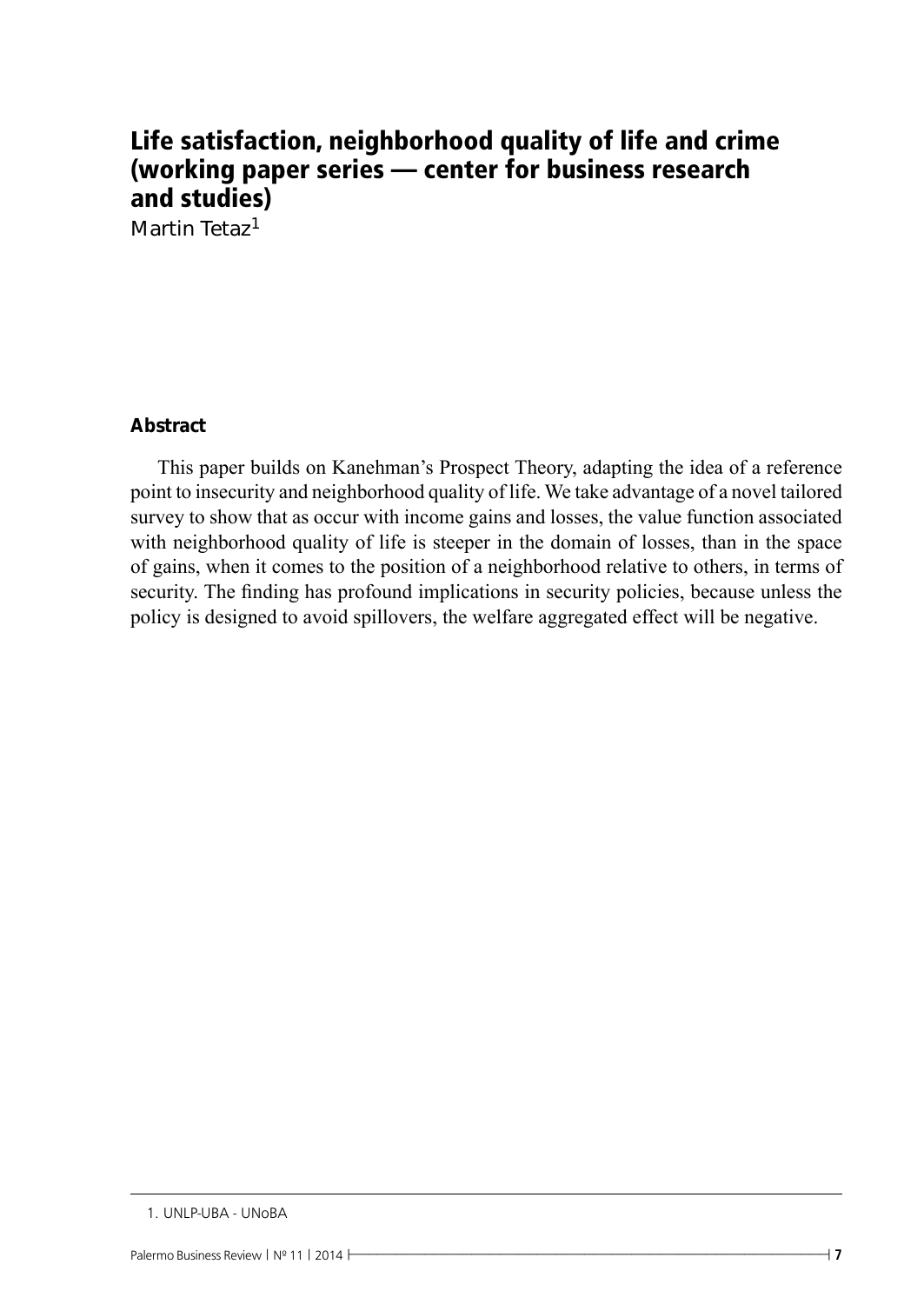# Life satisfaction, neighborhood quality of life and crime (working paper series — center for business research and studies)

Martin Tetaz[1]

**Abstract**

This paper builds on Kanehman's Prospect Theory, adapting the idea of a reference point to insecurity and neighborhood quality of life. We take advantage of a novel tailored survey to show that as occur with income gains and losses, the value function associated with neighborhood quality of life is steeper in the domain of losses, than in the space of gains, when it comes to the position of a neighborhood relative to others, in terms of security. The finding has profound implications in security policies, because unless the policy is designed to avoid spillovers, the welfare aggregated effect will be negative.

1. UNLP-UBA - UNoBA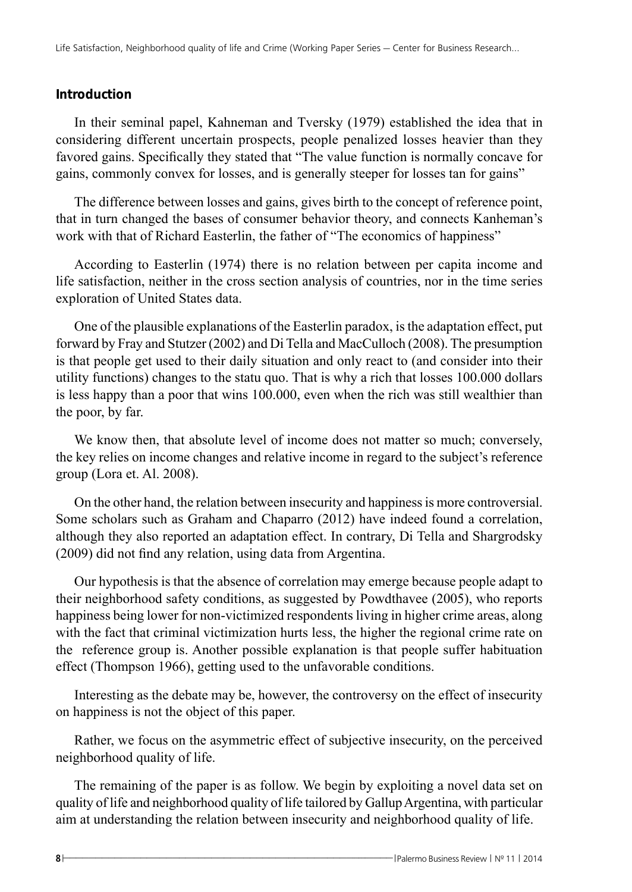## Introduction

In their seminal papel, Kahneman and Tversky (1979) established the idea that in considering different uncertain prospects, people penalized losses heavier than they favored gains. Specifically they stated that "The value function is normally concave for gains, commonly convex for losses, and is generally steeper for losses tan for gains"

The difference between losses and gains, gives birth to the concept of reference point, that in turn changed the bases of consumer behavior theory, and connects Kanheman's work with that of Richard Easterlin, the father of "The economics of happiness"

According to Easterlin (1974) there is no relation between per capita income and life satisfaction, neither in the cross section analysis of countries, nor in the time series exploration of United States data.

One of the plausible explanations of the Easterlin paradox, is the adaptation effect, put forward by Fray and Stutzer (2002) and Di Tella and MacCulloch (2008). The presumption is that people get used to their daily situation and only react to (and consider into their utility functions) changes to the statu quo. That is why a rich that losses 100.000 dollars is less happy than a poor that wins 100.000, even when the rich was still wealthier than the poor, by far.

We know then, that absolute level of income does not matter so much; conversely, the key relies on income changes and relative income in regard to the subject's reference group (Lora et. Al. 2008).

On the other hand, the relation between insecurity and happiness is more controversial. Some scholars such as Graham and Chaparro (2012) have indeed found a correlation, although they also reported an adaptation effect. In contrary, Di Tella and Shargrodsky (2009) did not find any relation, using data from Argentina.

Our hypothesis is that the absence of correlation may emerge because people adapt to their neighborhood safety conditions, as suggested by Powdthavee (2005), who reports happiness being lower for non-victimized respondents living in higher crime areas, along with the fact that criminal victimization hurts less, the higher the regional crime rate on the reference group is. Another possible explanation is that people suffer habituation effect (Thompson 1966), getting used to the unfavorable conditions.

Interesting as the debate may be, however, the controversy on the effect of insecurity on happiness is not the object of this paper.

Rather, we focus on the asymmetric effect of subjective insecurity, on the perceived neighborhood quality of life.

The remaining of the paper is as follow. We begin by exploiting a novel data set on quality of life and neighborhood quality of life tailored by Gallup Argentina, with particular aim at understanding the relation between insecurity and neighborhood quality of life.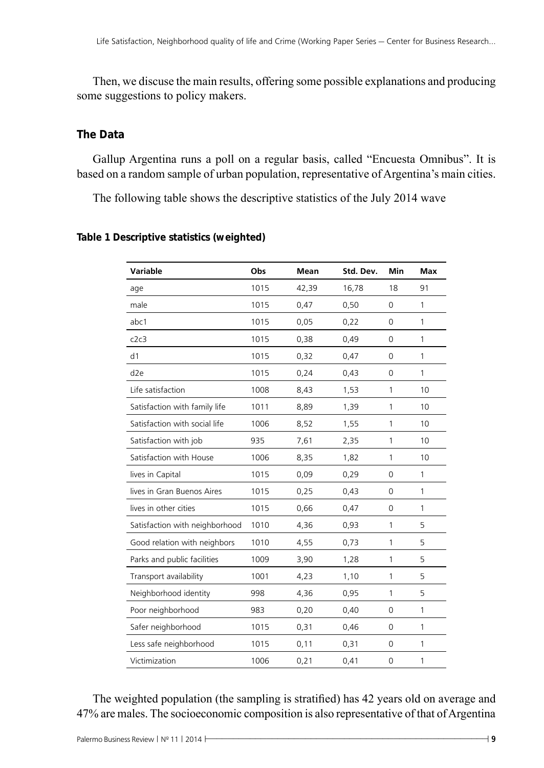Then, we discuse the main results, offering some possible explanations and producing some suggestions to policy makers.

### The Data

Gallup Argentina runs a poll on a regular basis, called "Encuesta Omnibus". It is based on a random sample of urban population, representative of Argentina's main cities.

The following table shows the descriptive statistics of the July 2014 wave

**Table 1 Descriptive statistics (weighted)**

| Variable | Obs | Mean | Std. Dev. | Min | Max |
|---|---|---|---|---|---|
| age | 1015 | 42,39 | 16,78 | 18 | 91 |
| male | 1015 | 0,47 | 0,50 | 0 | 1 |
| abc1 | 1015 | 0,05 | 0,22 | 0 | 1 |
| c2c3 | 1015 | 0,38 | 0,49 | 0 | 1 |
| d1 | 1015 | 0,32 | 0,47 | 0 | 1 |
| d2e | 1015 | 0,24 | 0,43 | 0 | 1 |
| Life satisfaction | 1008 | 8,43 | 1,53 | 1 | 10 |
| Satisfaction with family life | 1011 | 8,89 | 1,39 | 1 | 10 |
| Satisfaction with social life | 1006 | 8,52 | 1,55 | 1 | 10 |
| Satisfaction with job | 935 | 7,61 | 2,35 | 1 | 10 |
| Satisfaction with House | 1006 | 8,35 | 1,82 | 1 | 10 |
| lives in Capital | 1015 | 0,09 | 0,29 | 0 | 1 |
| lives in Gran Buenos Aires | 1015 | 0,25 | 0,43 | 0 | 1 |
| lives in other cities | 1015 | 0,66 | 0,47 | 0 | 1 |
| Satisfaction with neighborhood | 1010 | 4,36 | 0,93 | 1 | 5 |
| Good relation with neighbors | 1010 | 4,55 | 0,73 | 1 | 5 |
| Parks and public facilities | 1009 | 3,90 | 1,28 | 1 | 5 |
| Transport availability | 1001 | 4,23 | 1,10 | 1 | 5 |
| Neighborhood identity | 998 | 4,36 | 0,95 | 1 | 5 |
| Poor neighborhood | 983 | 0,20 | 0,40 | 0 | 1 |
| Safer neighborhood | 1015 | 0,31 | 0,46 | 0 | 1 |
| Less safe neighborhood | 1015 | 0,11 | 0,31 | 0 | 1 |
| Victimization | 1006 | 0,21 | 0,41 | 0 | 1 |

The weighted population (the sampling is stratified) has 42 years old on average and 47% are males. The socioeconomic composition is also representative of that of Argentina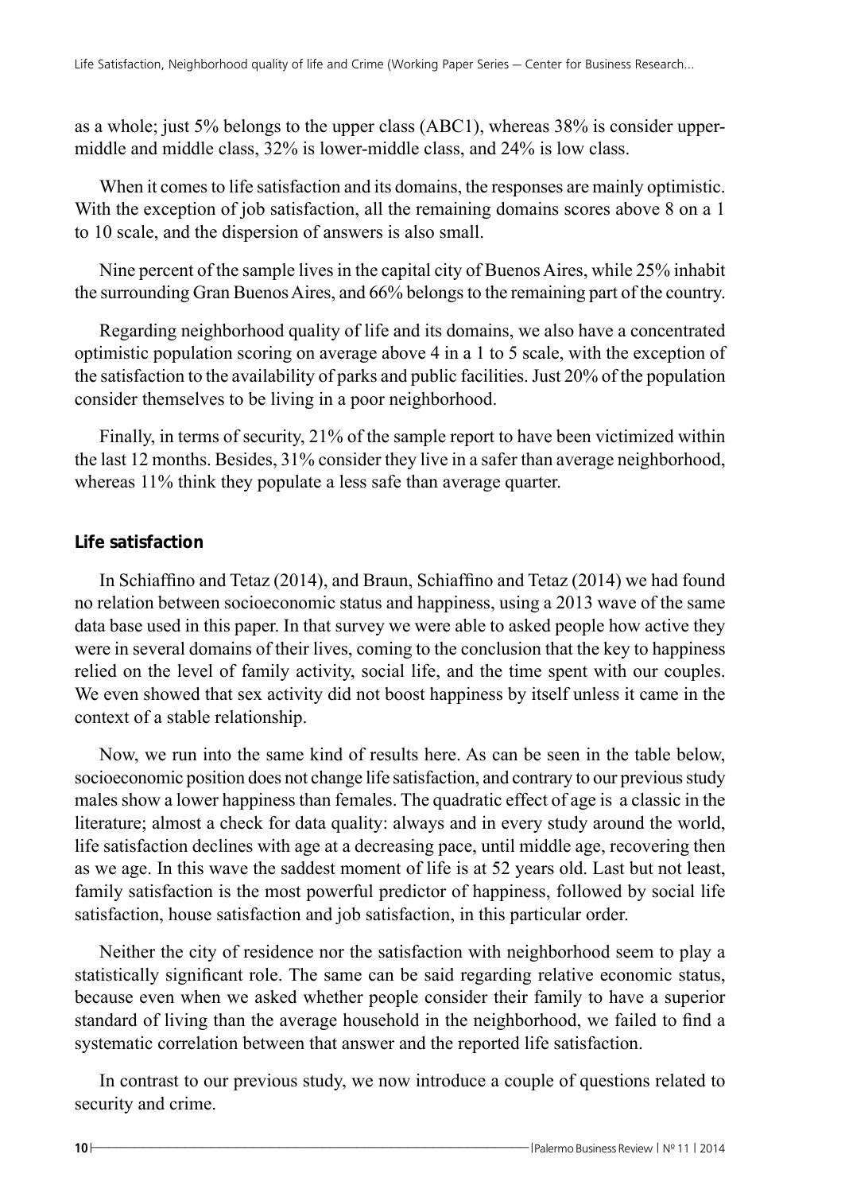as a whole; just 5% belongs to the upper class (ABC1), whereas 38% is consider upper-middle and middle class, 32% is lower-middle class, and 24% is low class.

When it comes to life satisfaction and its domains, the responses are mainly optimistic. With the exception of job satisfaction, all the remaining domains scores above 8 on a 1 to 10 scale, and the dispersion of answers is also small.

Nine percent of the sample lives in the capital city of Buenos Aires, while 25% inhabit the surrounding Gran Buenos Aires, and 66% belongs to the remaining part of the country.

Regarding neighborhood quality of life and its domains, we also have a concentrated optimistic population scoring on average above 4 in a 1 to 5 scale, with the exception of the satisfaction to the availability of parks and public facilities. Just 20% of the population consider themselves to be living in a poor neighborhood.

Finally, in terms of security, 21% of the sample report to have been victimized within the last 12 months. Besides, 31% consider they live in a safer than average neighborhood, whereas 11% think they populate a less safe than average quarter.

### Life satisfaction

In Schiaffino and Tetaz (2014), and Braun, Schiaffino and Tetaz (2014) we had found no relation between socioeconomic status and happiness, using a 2013 wave of the same data base used in this paper. In that survey we were able to asked people how active they were in several domains of their lives, coming to the conclusion that the key to happiness relied on the level of family activity, social life, and the time spent with our couples. We even showed that sex activity did not boost happiness by itself unless it came in the context of a stable relationship.

Now, we run into the same kind of results here. As can be seen in the table below, socioeconomic position does not change life satisfaction, and contrary to our previous study males show a lower happiness than females. The quadratic effect of age is a classic in the literature; almost a check for data quality: always and in every study around the world, life satisfaction declines with age at a decreasing pace, until middle age, recovering then as we age. In this wave the saddest moment of life is at 52 years old. Last but not least, family satisfaction is the most powerful predictor of happiness, followed by social life satisfaction, house satisfaction and job satisfaction, in this particular order.

Neither the city of residence nor the satisfaction with neighborhood seem to play a statistically significant role. The same can be said regarding relative economic status, because even when we asked whether people consider their family to have a superior standard of living than the average household in the neighborhood, we failed to find a systematic correlation between that answer and the reported life satisfaction.

In contrast to our previous study, we now introduce a couple of questions related to security and crime.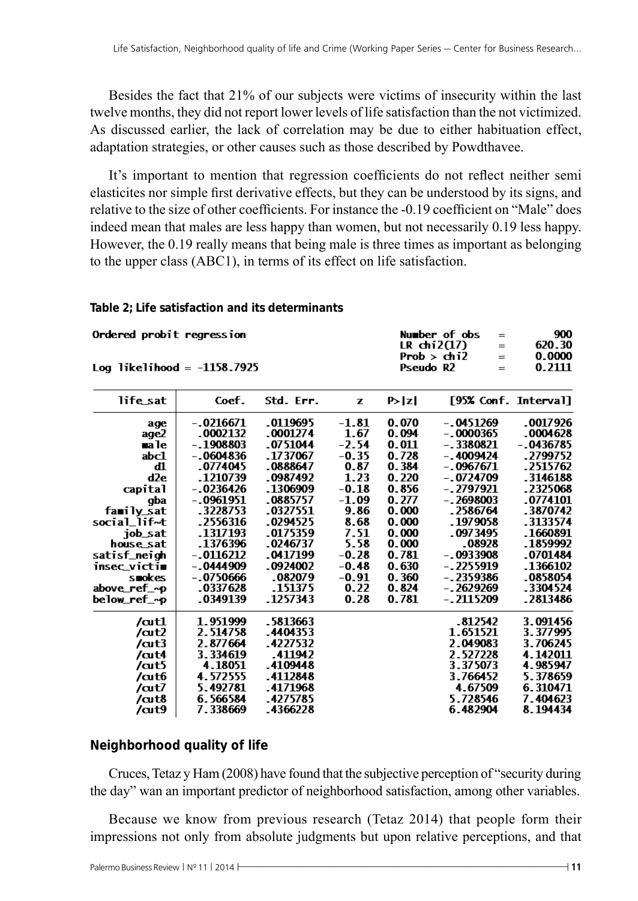Besides the fact that 21% of our subjects were victims of insecurity within the last twelve months, they did not report lower levels of life satisfaction than the not victimized. As discussed earlier, the lack of correlation may be due to either habituation effect, adaptation strategies, or other causes such as those described by Powdthavee.

It's important to mention that regression coefficients do not reflect neither semi elasticites nor simple first derivative effects, but they can be understood by its signs, and relative to the size of other coefficients. For instance the -0.19 coefficient on "Male" does indeed mean that males are less happy than women, but not necessarily 0.19 less happy. However, the 0.19 really means that being male is three times as important as belonging to the upper class (ABC1), in terms of its effect on life satisfaction.

**Table 2; Life satisfaction and its determinants**

```
Ordered probit regression                         Number of obs   =        900
                                                  LR chi2(17)     =     620.30
                                                  Prob > chi2     =     0.0000
Log likelihood = -1158.7925                       Pseudo R2       =     0.2111
```

| life_sat | Coef. | Std. Err. | z | P>\|z\| | [95% Conf. | Interval] |
|---|---|---|---|---|---|---|
| age | -.0216671 | .0119695 | -1.81 | 0.070 | -.0451269 | .0017926 |
| age2 | .0002132 | .0001274 | 1.67 | 0.094 | -.0000365 | .0004628 |
| male | -.1908803 | .0751044 | -2.54 | 0.011 | -.3380821 | -.0436785 |
| abc1 | -.0604836 | .1737067 | -0.35 | 0.728 | -.4009424 | .2799752 |
| d1 | .0774045 | .0888647 | 0.87 | 0.384 | -.0967671 | .2515762 |
| d2e | .1210739 | .0987492 | 1.23 | 0.220 | -.0724709 | .3146188 |
| capital | -.0236426 | .1306909 | -0.18 | 0.856 | -.2797921 | .2325068 |
| gba | -.0961951 | .0885757 | -1.09 | 0.277 | -.2698003 | .0774101 |
| family_sat | .3228753 | .0327551 | 9.86 | 0.000 | .2586764 | .3870742 |
| social_lif~t | .2556316 | .0294525 | 8.68 | 0.000 | .1979058 | .3133574 |
| job_sat | .1317193 | .0175359 | 7.51 | 0.000 | .0973495 | .1660891 |
| house_sat | .1376396 | .0246737 | 5.58 | 0.000 | .08928 | .1859992 |
| satisf_neigh | -.0116212 | .0417199 | -0.28 | 0.781 | -.0933908 | .0701484 |
| insec_victim | -.0444909 | .0924002 | -0.48 | 0.630 | -.2255919 | .1366102 |
| smokes | -.0750666 | .082079 | -0.91 | 0.360 | -.2359386 | .0858054 |
| above_ref_~p | .0337628 | .151375 | 0.22 | 0.824 | -.2629269 | .3304524 |
| below_ref_~p | .0349139 | .1257343 | 0.28 | 0.781 | -.2115209 | .2813486 |
| /cut1 | 1.951999 | .5813663 | | | .812542 | 3.091456 |
| /cut2 | 2.514758 | .4404353 | | | 1.651521 | 3.377995 |
| /cut3 | 2.877664 | .4227532 | | | 2.049083 | 3.706245 |
| /cut4 | 3.334619 | .411942 | | | 2.527228 | 4.142011 |
| /cut5 | 4.18051 | .4109448 | | | 3.375073 | 4.985947 |
| /cut6 | 4.572555 | .4112848 | | | 3.766452 | 5.378659 |
| /cut7 | 5.492781 | .4171968 | | | 4.67509 | 6.310471 |
| /cut8 | 6.566584 | .4275785 | | | 5.728546 | 7.404623 |
| /cut9 | 7.338669 | .4366228 | | | 6.482904 | 8.194434 |

## Neighborhood quality of life

Cruces, Tetaz y Ham (2008) have found that the subjective perception of "security during the day" wan an important predictor of neighborhood satisfaction, among other variables.

Because we know from previous research (Tetaz 2014) that people form their impressions not only from absolute judgments but upon relative perceptions, and that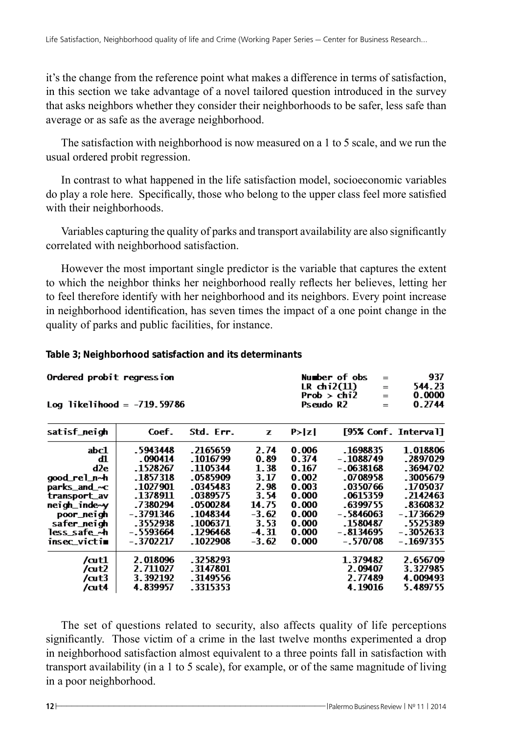it's the change from the reference point what makes a difference in terms of satisfaction, in this section we take advantage of a novel tailored question introduced in the survey that asks neighbors whether they consider their neighborhoods to be safer, less safe than average or as safe as the average neighborhood.

The satisfaction with neighborhood is now measured on a 1 to 5 scale, and we run the usual ordered probit regression.

In contrast to what happened in the life satisfaction model, socioeconomic variables do play a role here. Specifically, those who belong to the upper class feel more satisfied with their neighborhoods.

Variables capturing the quality of parks and transport availability are also significantly correlated with neighborhood satisfaction.

However the most important single predictor is the variable that captures the extent to which the neighbor thinks her neighborhood really reflects her believes, letting her to feel therefore identify with her neighborhood and its neighbors. Every point increase in neighborhood identification, has seven times the impact of a one point change in the quality of parks and public facilities, for instance.

**Table 3; Neighborhood satisfaction and its determinants**

```
Ordered probit regression                         Number of obs   =        937
                                                  LR chi2(11)     =     544.23
                                                  Prob > chi2     =     0.0000
Log likelihood = -719.59786                       Pseudo R2       =     0.2744
```

| satisf_neigh | Coef. | Std. Err. | z | P>\|z\| | [95% Conf. | Interval] |
|---|---|---|---|---|---|---|
| abc1 | .5943448 | .2165659 | 2.74 | 0.006 | .1698835 | 1.018806 |
| d1 | .090414 | .1016799 | 0.89 | 0.374 | -.1088749 | .2897029 |
| d2e | .1528267 | .1105344 | 1.38 | 0.167 | -.0638168 | .3694702 |
| good_rel_n~h | .1857318 | .0585909 | 3.17 | 0.002 | .0708958 | .3005679 |
| parks_and_~c | .1027901 | .0345483 | 2.98 | 0.003 | .0350766 | .1705037 |
| transport_av | .1378911 | .0389575 | 3.54 | 0.000 | .0615359 | .2142463 |
| neigh_inde~y | .7380294 | .0500284 | 14.75 | 0.000 | .6399755 | .8360832 |
| poor_neigh | -.3791346 | .1048344 | -3.62 | 0.000 | -.5846063 | -.1736629 |
| safer_neigh | .3552938 | .1006371 | 3.53 | 0.000 | .1580487 | .5525389 |
| less_safe_~h | -.5593664 | .1296468 | -4.31 | 0.000 | -.8134695 | -.3052633 |
| insec_victim | -.3702217 | .1022908 | -3.62 | 0.000 | -.570708 | -.1697355 |
| /cut1 | 2.018096 | .3258293 | | | 1.379482 | 2.656709 |
| /cut2 | 2.711027 | .3147801 | | | 2.09407 | 3.327985 |
| /cut3 | 3.392192 | .3149556 | | | 2.77489 | 4.009493 |
| /cut4 | 4.839957 | .3315353 | | | 4.19016 | 5.489755 |

The set of questions related to security, also affects quality of life perceptions significantly. Those victim of a crime in the last twelve months experimented a drop in neighborhood satisfaction almost equivalent to a three points fall in satisfaction with transport availability (in a 1 to 5 scale), for example, or of the same magnitude of living in a poor neighborhood.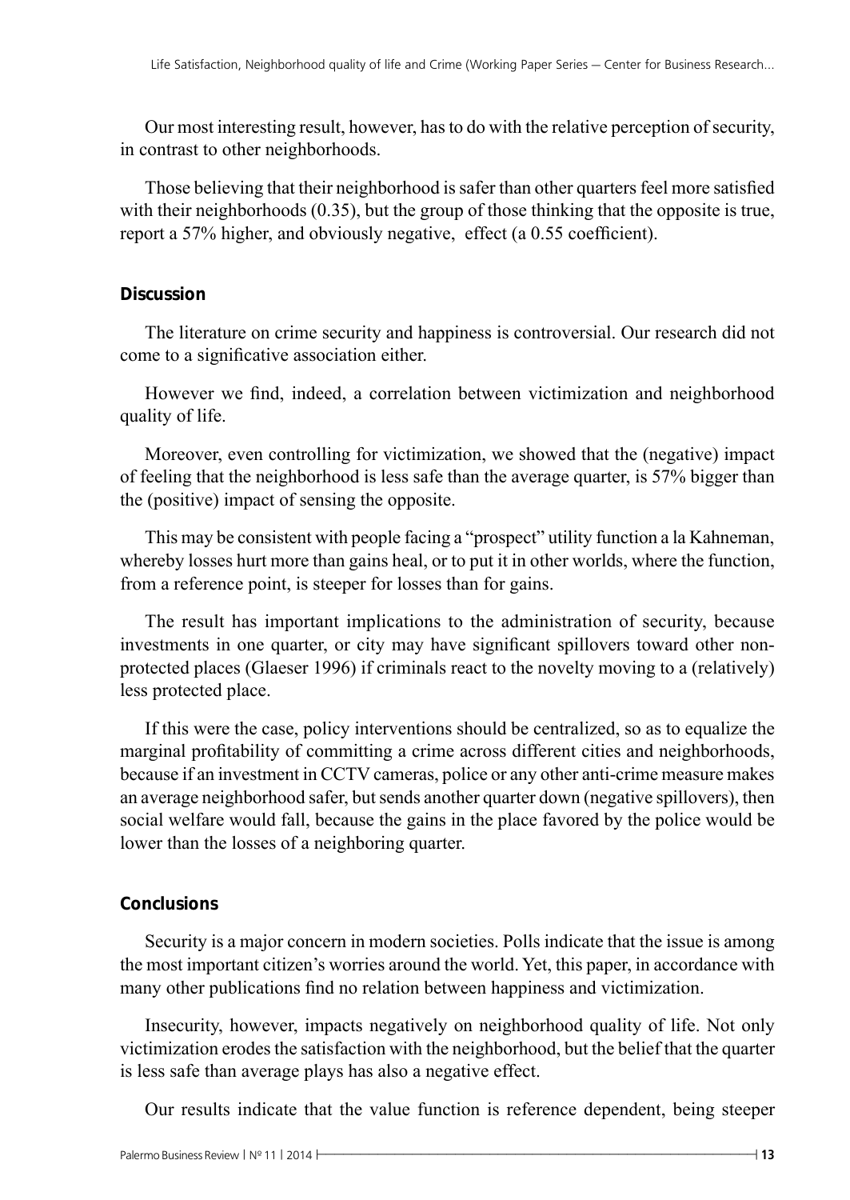Our most interesting result, however, has to do with the relative perception of security, in contrast to other neighborhoods.

Those believing that their neighborhood is safer than other quarters feel more satisfied with their neighborhoods (0.35), but the group of those thinking that the opposite is true, report a 57% higher, and obviously negative, effect (a 0.55 coefficient).

## Discussion

The literature on crime security and happiness is controversial. Our research did not come to a significative association either.

However we find, indeed, a correlation between victimization and neighborhood quality of life.

Moreover, even controlling for victimization, we showed that the (negative) impact of feeling that the neighborhood is less safe than the average quarter, is 57% bigger than the (positive) impact of sensing the opposite.

This may be consistent with people facing a "prospect" utility function a la Kahneman, whereby losses hurt more than gains heal, or to put it in other worlds, where the function, from a reference point, is steeper for losses than for gains.

The result has important implications to the administration of security, because investments in one quarter, or city may have significant spillovers toward other non-protected places (Glaeser 1996) if criminals react to the novelty moving to a (relatively) less protected place.

If this were the case, policy interventions should be centralized, so as to equalize the marginal profitability of committing a crime across different cities and neighborhoods, because if an investment in CCTV cameras, police or any other anti-crime measure makes an average neighborhood safer, but sends another quarter down (negative spillovers), then social welfare would fall, because the gains in the place favored by the police would be lower than the losses of a neighboring quarter.

## Conclusions

Security is a major concern in modern societies. Polls indicate that the issue is among the most important citizen's worries around the world. Yet, this paper, in accordance with many other publications find no relation between happiness and victimization.

Insecurity, however, impacts negatively on neighborhood quality of life. Not only victimization erodes the satisfaction with the neighborhood, but the belief that the quarter is less safe than average plays has also a negative effect.

Our results indicate that the value function is reference dependent, being steeper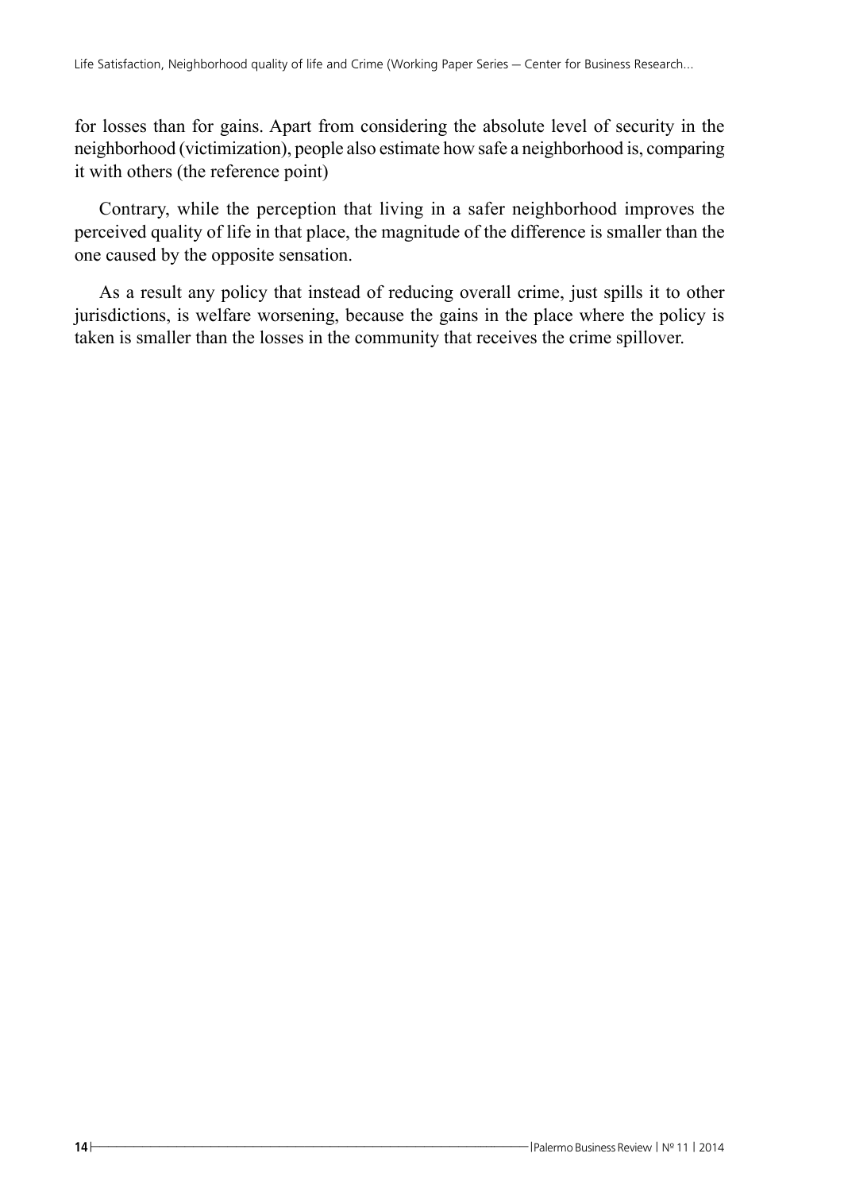for losses than for gains. Apart from considering the absolute level of security in the neighborhood (victimization), people also estimate how safe a neighborhood is, comparing it with others (the reference point)

Contrary, while the perception that living in a safer neighborhood improves the perceived quality of life in that place, the magnitude of the difference is smaller than the one caused by the opposite sensation.

As a result any policy that instead of reducing overall crime, just spills it to other jurisdictions, is welfare worsening, because the gains in the place where the policy is taken is smaller than the losses in the community that receives the crime spillover.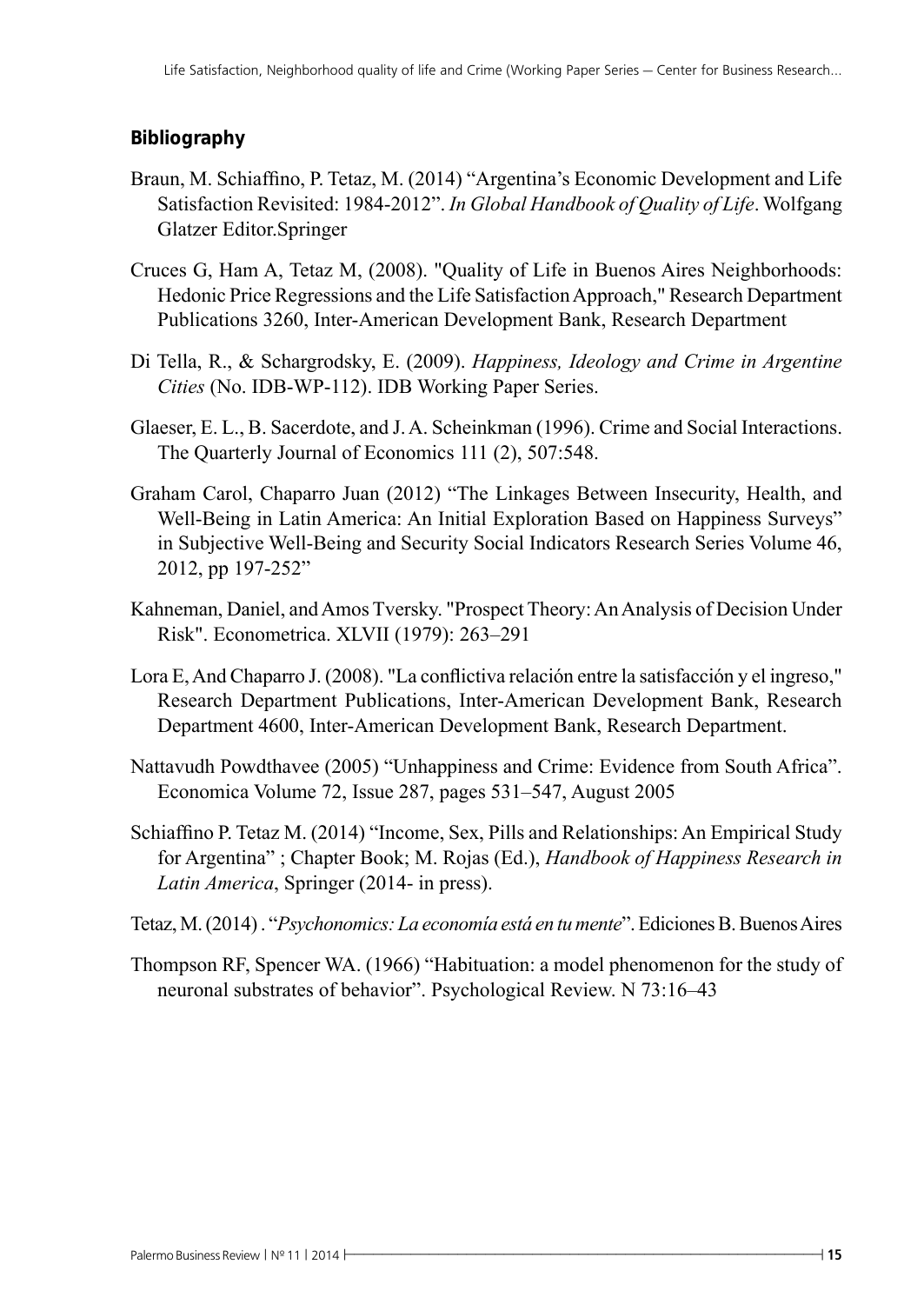## Bibliography

Braun, M. Schiaffino, P. Tetaz, M. (2014) "Argentina's Economic Development and Life Satisfaction Revisited: 1984-2012". *In Global Handbook of Quality of Life*. Wolfgang Glatzer Editor.Springer

Cruces G, Ham A, Tetaz M, (2008). "Quality of Life in Buenos Aires Neighborhoods: Hedonic Price Regressions and the Life Satisfaction Approach," Research Department Publications 3260, Inter-American Development Bank, Research Department

Di Tella, R., & Schargrodsky, E. (2009). *Happiness, Ideology and Crime in Argentine Cities* (No. IDB-WP-112). IDB Working Paper Series.

Glaeser, E. L., B. Sacerdote, and J. A. Scheinkman (1996). Crime and Social Interactions. The Quarterly Journal of Economics 111 (2), 507:548.

Graham Carol, Chaparro Juan (2012) "The Linkages Between Insecurity, Health, and Well-Being in Latin America: An Initial Exploration Based on Happiness Surveys" in Subjective Well-Being and Security Social Indicators Research Series Volume 46, 2012, pp 197-252"

Kahneman, Daniel, and Amos Tversky. "Prospect Theory: An Analysis of Decision Under Risk". Econometrica. XLVII (1979): 263–291

Lora E, And Chaparro J. (2008). "La conflictiva relación entre la satisfacción y el ingreso," Research Department Publications, Inter-American Development Bank, Research Department 4600, Inter-American Development Bank, Research Department.

Nattavudh Powdthavee (2005) "Unhappiness and Crime: Evidence from South Africa". Economica Volume 72, Issue 287, pages 531–547, August 2005

Schiaffino P. Tetaz M. (2014) "Income, Sex, Pills and Relationships: An Empirical Study for Argentina" ; Chapter Book; M. Rojas (Ed.), *Handbook of Happiness Research in Latin America*, Springer (2014- in press).

Tetaz, M. (2014) . "*Psychonomics: La economía está en tu mente*". Ediciones B. Buenos Aires

Thompson RF, Spencer WA. (1966) "Habituation: a model phenomenon for the study of neuronal substrates of behavior". Psychological Review. N 73:16–43